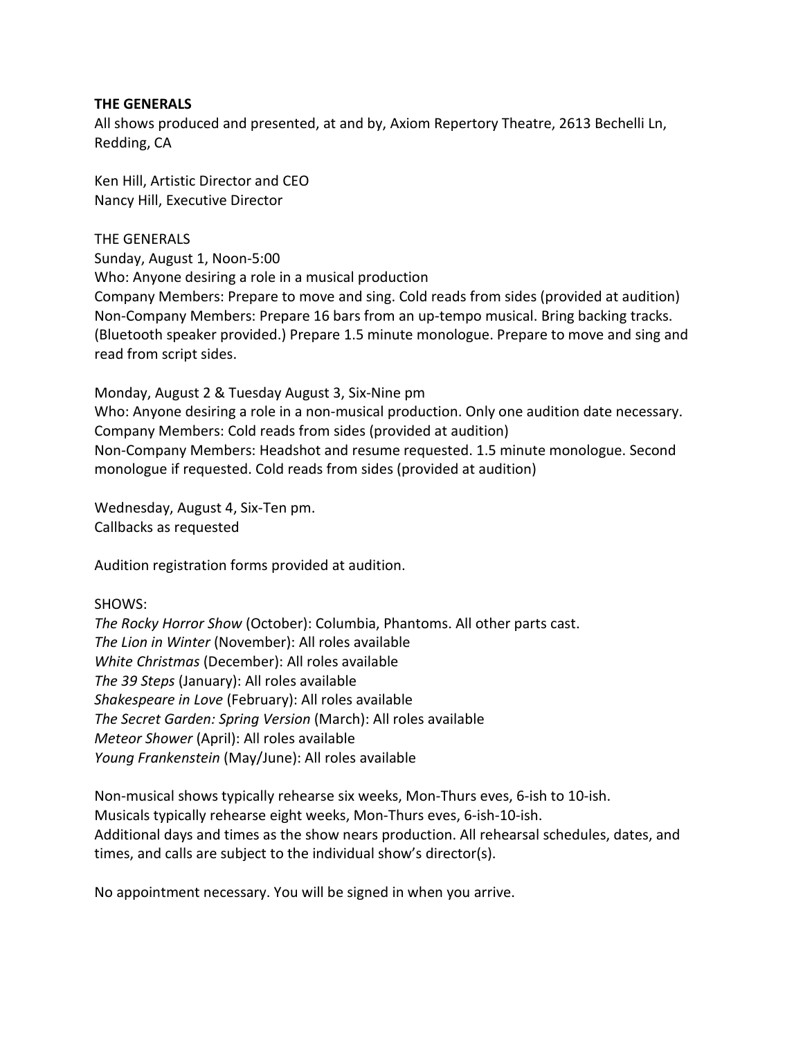**THE GENERALS**

All shows produced and presented, at and by, Axiom Repertory Theatre, 2613 Bechelli Ln, Redding, CA

Ken Hill, Artistic Director and CEO
Nancy Hill, Executive Director

THE GENERALS
Sunday, August 1, Noon-5:00
Who: Anyone desiring a role in a musical production
Company Members: Prepare to move and sing. Cold reads from sides (provided at audition)
Non-Company Members: Prepare 16 bars from an up-tempo musical. Bring backing tracks. (Bluetooth speaker provided.) Prepare 1.5 minute monologue. Prepare to move and sing and read from script sides.

Monday, August 2 & Tuesday August 3, Six-Nine pm
Who: Anyone desiring a role in a non-musical production. Only one audition date necessary.
Company Members: Cold reads from sides (provided at audition)
Non-Company Members: Headshot and resume requested. 1.5 minute monologue. Second monologue if requested. Cold reads from sides (provided at audition)

Wednesday, August 4, Six-Ten pm.
Callbacks as requested

Audition registration forms provided at audition.

SHOWS:
*The Rocky Horror Show* (October): Columbia, Phantoms. All other parts cast.
*The Lion in Winter* (November): All roles available
*White Christmas* (December): All roles available
*The 39 Steps* (January): All roles available
*Shakespeare in Love* (February): All roles available
*The Secret Garden: Spring Version* (March): All roles available
*Meteor Shower* (April): All roles available
*Young Frankenstein* (May/June): All roles available

Non-musical shows typically rehearse six weeks, Mon-Thurs eves, 6-ish to 10-ish.
Musicals typically rehearse eight weeks, Mon-Thurs eves, 6-ish-10-ish.
Additional days and times as the show nears production. All rehearsal schedules, dates, and times, and calls are subject to the individual show's director(s).

No appointment necessary. You will be signed in when you arrive.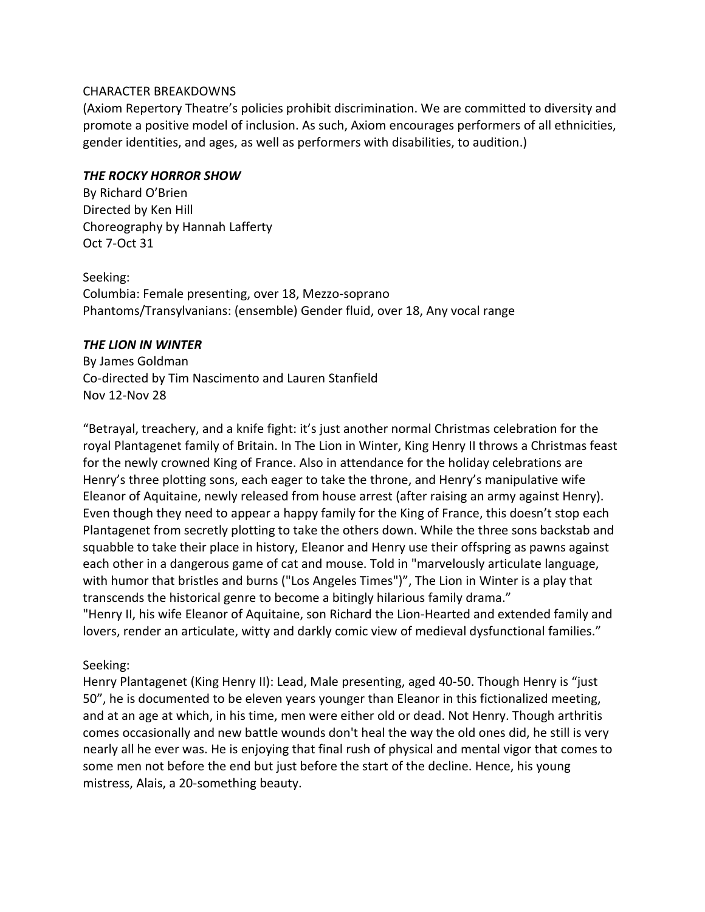CHARACTER BREAKDOWNS

(Axiom Repertory Theatre's policies prohibit discrimination. We are committed to diversity and promote a positive model of inclusion. As such, Axiom encourages performers of all ethnicities, gender identities, and ages, as well as performers with disabilities, to audition.)

### ***THE ROCKY HORROR SHOW***

By Richard O'Brien
Directed by Ken Hill
Choreography by Hannah Lafferty
Oct 7-Oct 31

Seeking:
Columbia: Female presenting, over 18, Mezzo-soprano
Phantoms/Transylvanians: (ensemble) Gender fluid, over 18, Any vocal range

### ***THE LION IN WINTER***

By James Goldman
Co-directed by Tim Nascimento and Lauren Stanfield
Nov 12-Nov 28

"Betrayal, treachery, and a knife fight: it's just another normal Christmas celebration for the royal Plantagenet family of Britain. In The Lion in Winter, King Henry II throws a Christmas feast for the newly crowned King of France. Also in attendance for the holiday celebrations are Henry's three plotting sons, each eager to take the throne, and Henry's manipulative wife Eleanor of Aquitaine, newly released from house arrest (after raising an army against Henry). Even though they need to appear a happy family for the King of France, this doesn't stop each Plantagenet from secretly plotting to take the others down. While the three sons backstab and squabble to take their place in history, Eleanor and Henry use their offspring as pawns against each other in a dangerous game of cat and mouse. Told in "marvelously articulate language, with humor that bristles and burns ("Los Angeles Times")", The Lion in Winter is a play that transcends the historical genre to become a bitingly hilarious family drama."
"Henry II, his wife Eleanor of Aquitaine, son Richard the Lion-Hearted and extended family and lovers, render an articulate, witty and darkly comic view of medieval dysfunctional families."

Seeking:
Henry Plantagenet (King Henry II): Lead, Male presenting, aged 40-50. Though Henry is "just 50", he is documented to be eleven years younger than Eleanor in this fictionalized meeting, and at an age at which, in his time, men were either old or dead. Not Henry. Though arthritis comes occasionally and new battle wounds don't heal the way the old ones did, he still is very nearly all he ever was. He is enjoying that final rush of physical and mental vigor that comes to some men not before the end but just before the start of the decline. Hence, his young mistress, Alais, a 20-something beauty.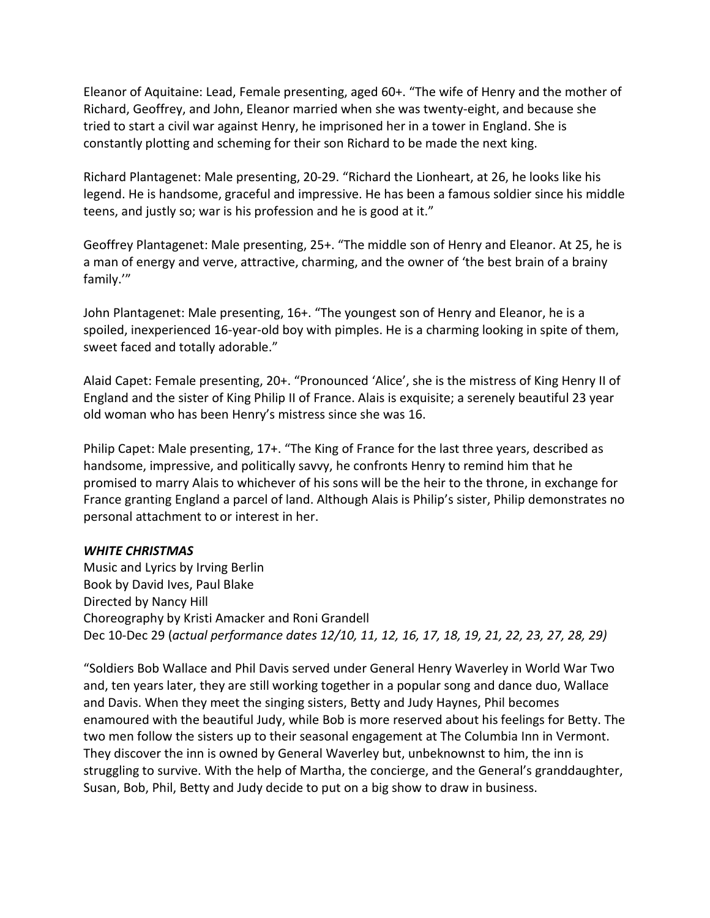Eleanor of Aquitaine: Lead, Female presenting, aged 60+. "The wife of Henry and the mother of Richard, Geoffrey, and John, Eleanor married when she was twenty-eight, and because she tried to start a civil war against Henry, he imprisoned her in a tower in England. She is constantly plotting and scheming for their son Richard to be made the next king.

Richard Plantagenet: Male presenting, 20-29. "Richard the Lionheart, at 26, he looks like his legend. He is handsome, graceful and impressive. He has been a famous soldier since his middle teens, and justly so; war is his profession and he is good at it."

Geoffrey Plantagenet: Male presenting, 25+. "The middle son of Henry and Eleanor. At 25, he is a man of energy and verve, attractive, charming, and the owner of 'the best brain of a brainy family.'"

John Plantagenet: Male presenting, 16+. "The youngest son of Henry and Eleanor, he is a spoiled, inexperienced 16-year-old boy with pimples. He is a charming looking in spite of them, sweet faced and totally adorable."

Alaid Capet: Female presenting, 20+. "Pronounced 'Alice', she is the mistress of King Henry II of England and the sister of King Philip II of France. Alais is exquisite; a serenely beautiful 23 year old woman who has been Henry's mistress since she was 16.

Philip Capet: Male presenting, 17+. "The King of France for the last three years, described as handsome, impressive, and politically savvy, he confronts Henry to remind him that he promised to marry Alais to whichever of his sons will be the heir to the throne, in exchange for France granting England a parcel of land. Although Alais is Philip's sister, Philip demonstrates no personal attachment to or interest in her.

***WHITE CHRISTMAS***
Music and Lyrics by Irving Berlin
Book by David Ives, Paul Blake
Directed by Nancy Hill
Choreography by Kristi Amacker and Roni Grandell
Dec 10-Dec 29 (*actual performance dates 12/10, 11, 12, 16, 17, 18, 19, 21, 22, 23, 27, 28, 29)*

"Soldiers Bob Wallace and Phil Davis served under General Henry Waverley in World War Two and, ten years later, they are still working together in a popular song and dance duo, Wallace and Davis. When they meet the singing sisters, Betty and Judy Haynes, Phil becomes enamoured with the beautiful Judy, while Bob is more reserved about his feelings for Betty. The two men follow the sisters up to their seasonal engagement at The Columbia Inn in Vermont. They discover the inn is owned by General Waverley but, unbeknownst to him, the inn is struggling to survive. With the help of Martha, the concierge, and the General's granddaughter, Susan, Bob, Phil, Betty and Judy decide to put on a big show to draw in business.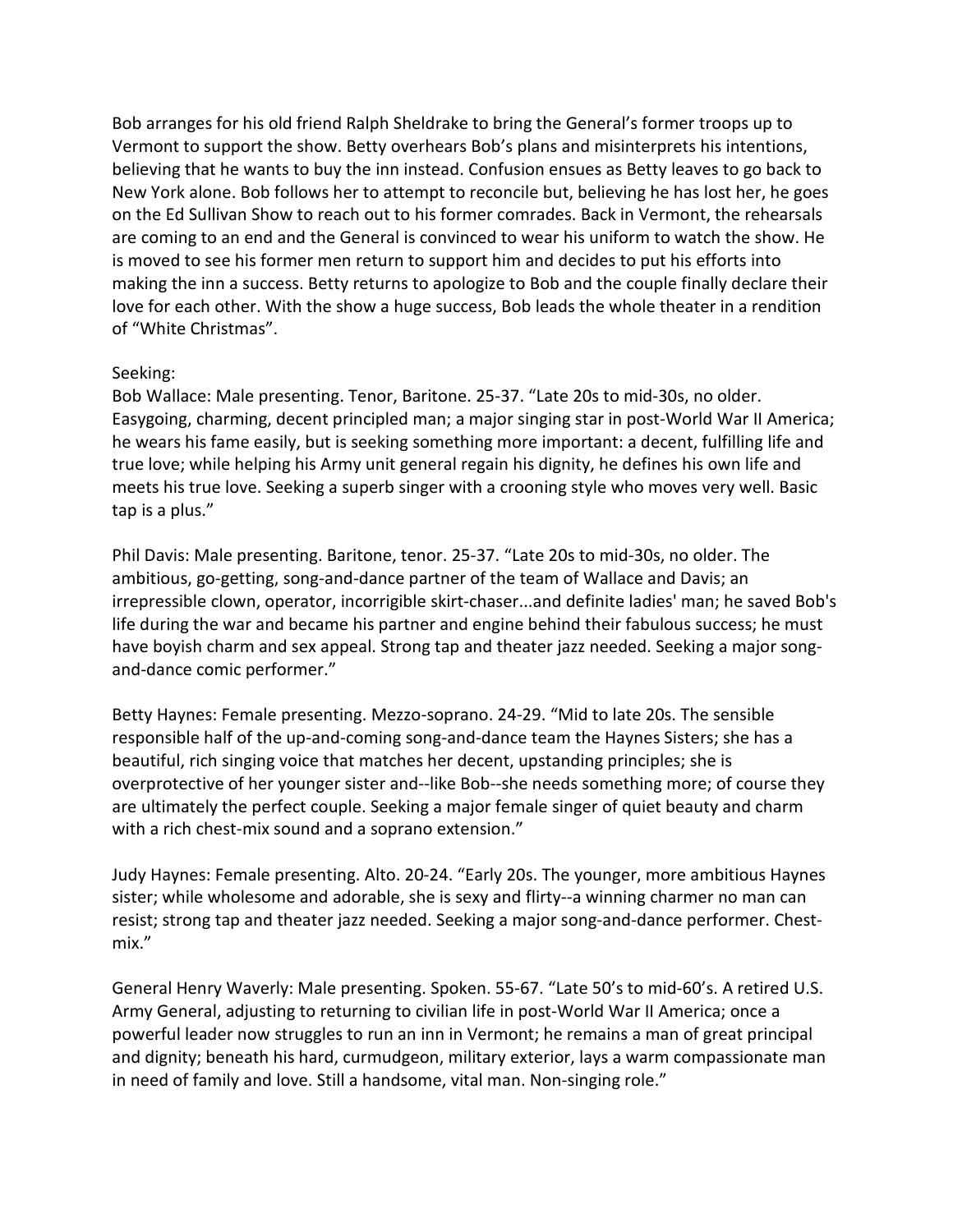Bob arranges for his old friend Ralph Sheldrake to bring the General's former troops up to Vermont to support the show. Betty overhears Bob's plans and misinterprets his intentions, believing that he wants to buy the inn instead. Confusion ensues as Betty leaves to go back to New York alone. Bob follows her to attempt to reconcile but, believing he has lost her, he goes on the Ed Sullivan Show to reach out to his former comrades. Back in Vermont, the rehearsals are coming to an end and the General is convinced to wear his uniform to watch the show. He is moved to see his former men return to support him and decides to put his efforts into making the inn a success. Betty returns to apologize to Bob and the couple finally declare their love for each other. With the show a huge success, Bob leads the whole theater in a rendition of "White Christmas".

Seeking:

Bob Wallace: Male presenting. Tenor, Baritone. 25-37. "Late 20s to mid-30s, no older. Easygoing, charming, decent principled man; a major singing star in post-World War II America; he wears his fame easily, but is seeking something more important: a decent, fulfilling life and true love; while helping his Army unit general regain his dignity, he defines his own life and meets his true love. Seeking a superb singer with a crooning style who moves very well. Basic tap is a plus."

Phil Davis: Male presenting. Baritone, tenor. 25-37. "Late 20s to mid-30s, no older. The ambitious, go-getting, song-and-dance partner of the team of Wallace and Davis; an irrepressible clown, operator, incorrigible skirt-chaser...and definite ladies' man; he saved Bob's life during the war and became his partner and engine behind their fabulous success; he must have boyish charm and sex appeal. Strong tap and theater jazz needed. Seeking a major song-and-dance comic performer."

Betty Haynes: Female presenting. Mezzo-soprano. 24-29. "Mid to late 20s. The sensible responsible half of the up-and-coming song-and-dance team the Haynes Sisters; she has a beautiful, rich singing voice that matches her decent, upstanding principles; she is overprotective of her younger sister and--like Bob--she needs something more; of course they are ultimately the perfect couple. Seeking a major female singer of quiet beauty and charm with a rich chest-mix sound and a soprano extension."

Judy Haynes: Female presenting. Alto. 20-24. "Early 20s. The younger, more ambitious Haynes sister; while wholesome and adorable, she is sexy and flirty--a winning charmer no man can resist; strong tap and theater jazz needed. Seeking a major song-and-dance performer. Chest-mix."

General Henry Waverly: Male presenting. Spoken. 55-67. "Late 50's to mid-60's. A retired U.S. Army General, adjusting to returning to civilian life in post-World War II America; once a powerful leader now struggles to run an inn in Vermont; he remains a man of great principal and dignity; beneath his hard, curmudgeon, military exterior, lays a warm compassionate man in need of family and love. Still a handsome, vital man. Non-singing role."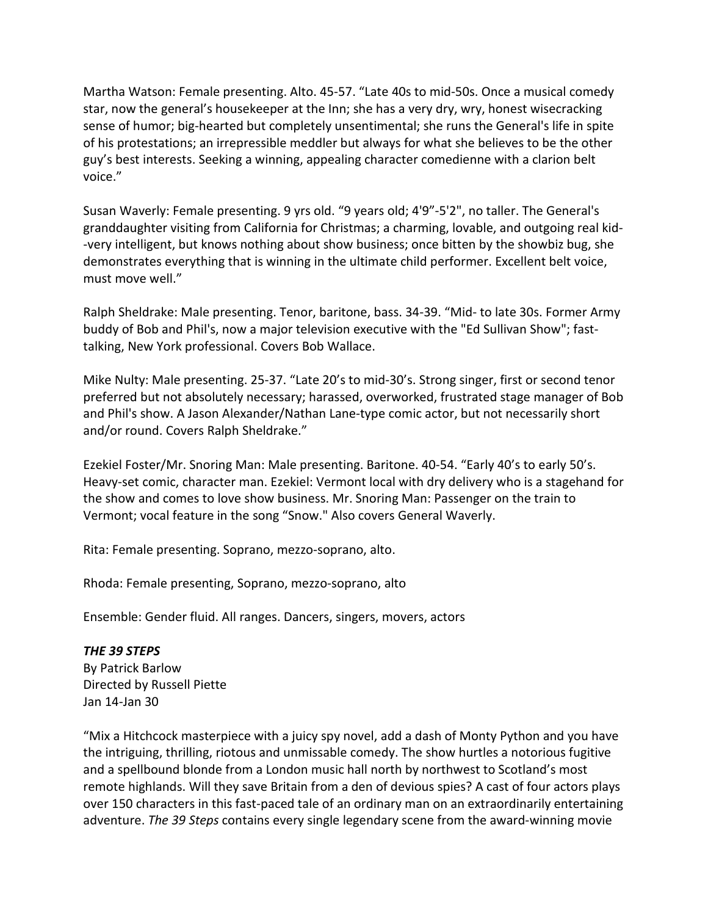Martha Watson: Female presenting. Alto. 45-57. "Late 40s to mid-50s. Once a musical comedy star, now the general's housekeeper at the Inn; she has a very dry, wry, honest wisecracking sense of humor; big-hearted but completely unsentimental; she runs the General's life in spite of his protestations; an irrepressible meddler but always for what she believes to be the other guy's best interests. Seeking a winning, appealing character comedienne with a clarion belt voice."

Susan Waverly: Female presenting. 9 yrs old. "9 years old; 4'9"-5'2", no taller. The General's granddaughter visiting from California for Christmas; a charming, lovable, and outgoing real kid--very intelligent, but knows nothing about show business; once bitten by the showbiz bug, she demonstrates everything that is winning in the ultimate child performer. Excellent belt voice, must move well."

Ralph Sheldrake: Male presenting. Tenor, baritone, bass. 34-39. "Mid- to late 30s. Former Army buddy of Bob and Phil's, now a major television executive with the "Ed Sullivan Show"; fast-talking, New York professional. Covers Bob Wallace.

Mike Nulty: Male presenting. 25-37. "Late 20's to mid-30's. Strong singer, first or second tenor preferred but not absolutely necessary; harassed, overworked, frustrated stage manager of Bob and Phil's show. A Jason Alexander/Nathan Lane-type comic actor, but not necessarily short and/or round. Covers Ralph Sheldrake."

Ezekiel Foster/Mr. Snoring Man: Male presenting. Baritone. 40-54. "Early 40's to early 50's. Heavy-set comic, character man. Ezekiel: Vermont local with dry delivery who is a stagehand for the show and comes to love show business. Mr. Snoring Man: Passenger on the train to Vermont; vocal feature in the song "Snow." Also covers General Waverly.

Rita: Female presenting. Soprano, mezzo-soprano, alto.

Rhoda: Female presenting, Soprano, mezzo-soprano, alto

Ensemble: Gender fluid. All ranges. Dancers, singers, movers, actors

***THE 39 STEPS***
By Patrick Barlow
Directed by Russell Piette
Jan 14-Jan 30

"Mix a Hitchcock masterpiece with a juicy spy novel, add a dash of Monty Python and you have the intriguing, thrilling, riotous and unmissable comedy. The show hurtles a notorious fugitive and a spellbound blonde from a London music hall north by northwest to Scotland's most remote highlands. Will they save Britain from a den of devious spies? A cast of four actors plays over 150 characters in this fast-paced tale of an ordinary man on an extraordinarily entertaining adventure. *The 39 Steps* contains every single legendary scene from the award-winning movie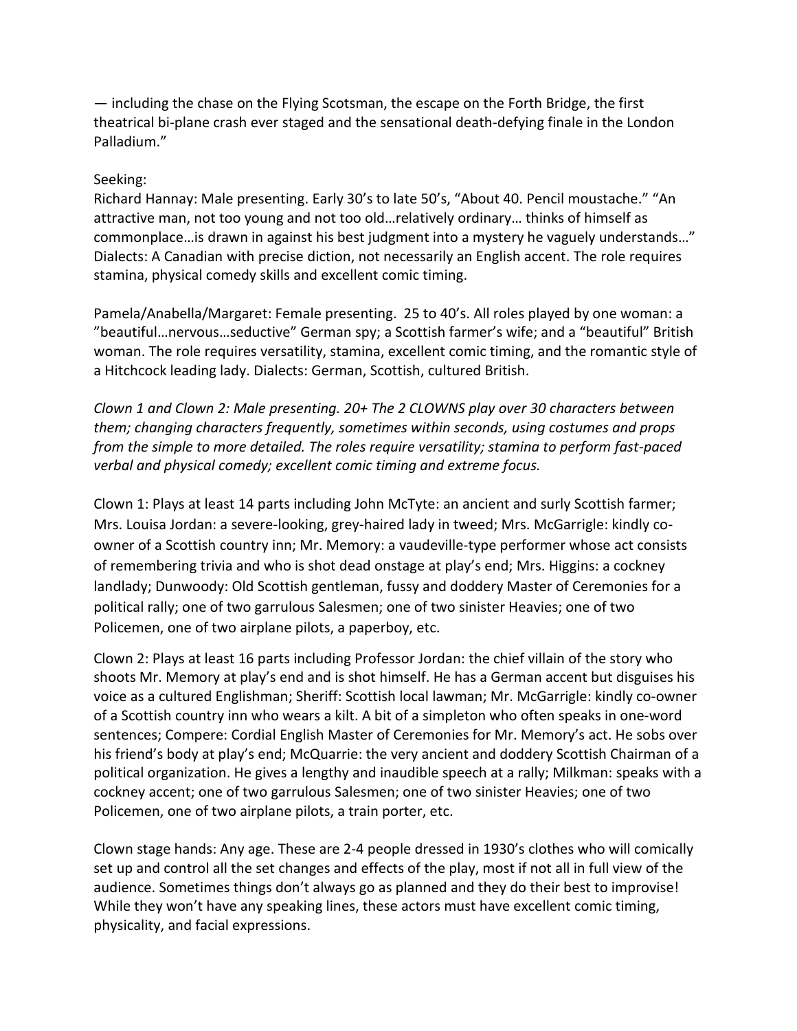— including the chase on the Flying Scotsman, the escape on the Forth Bridge, the first theatrical bi-plane crash ever staged and the sensational death-defying finale in the London Palladium."

Seeking:
Richard Hannay: Male presenting. Early 30's to late 50's, "About 40. Pencil moustache." "An attractive man, not too young and not too old…relatively ordinary… thinks of himself as commonplace…is drawn in against his best judgment into a mystery he vaguely understands…" Dialects: A Canadian with precise diction, not necessarily an English accent. The role requires stamina, physical comedy skills and excellent comic timing.

Pamela/Anabella/Margaret: Female presenting. 25 to 40's. All roles played by one woman: a "beautiful…nervous…seductive" German spy; a Scottish farmer's wife; and a "beautiful" British woman. The role requires versatility, stamina, excellent comic timing, and the romantic style of a Hitchcock leading lady. Dialects: German, Scottish, cultured British.

*Clown 1 and Clown 2: Male presenting. 20+ The 2 CLOWNS play over 30 characters between them; changing characters frequently, sometimes within seconds, using costumes and props from the simple to more detailed. The roles require versatility; stamina to perform fast-paced verbal and physical comedy; excellent comic timing and extreme focus.*

Clown 1: Plays at least 14 parts including John McTyte: an ancient and surly Scottish farmer; Mrs. Louisa Jordan: a severe-looking, grey-haired lady in tweed; Mrs. McGarrigle: kindly co-owner of a Scottish country inn; Mr. Memory: a vaudeville-type performer whose act consists of remembering trivia and who is shot dead onstage at play's end; Mrs. Higgins: a cockney landlady; Dunwoody: Old Scottish gentleman, fussy and doddery Master of Ceremonies for a political rally; one of two garrulous Salesmen; one of two sinister Heavies; one of two Policemen, one of two airplane pilots, a paperboy, etc.

Clown 2: Plays at least 16 parts including Professor Jordan: the chief villain of the story who shoots Mr. Memory at play's end and is shot himself. He has a German accent but disguises his voice as a cultured Englishman; Sheriff: Scottish local lawman; Mr. McGarrigle: kindly co-owner of a Scottish country inn who wears a kilt. A bit of a simpleton who often speaks in one-word sentences; Compere: Cordial English Master of Ceremonies for Mr. Memory's act. He sobs over his friend's body at play's end; McQuarrie: the very ancient and doddery Scottish Chairman of a political organization. He gives a lengthy and inaudible speech at a rally; Milkman: speaks with a cockney accent; one of two garrulous Salesmen; one of two sinister Heavies; one of two Policemen, one of two airplane pilots, a train porter, etc.

Clown stage hands: Any age. These are 2-4 people dressed in 1930's clothes who will comically set up and control all the set changes and effects of the play, most if not all in full view of the audience. Sometimes things don't always go as planned and they do their best to improvise! While they won't have any speaking lines, these actors must have excellent comic timing, physicality, and facial expressions.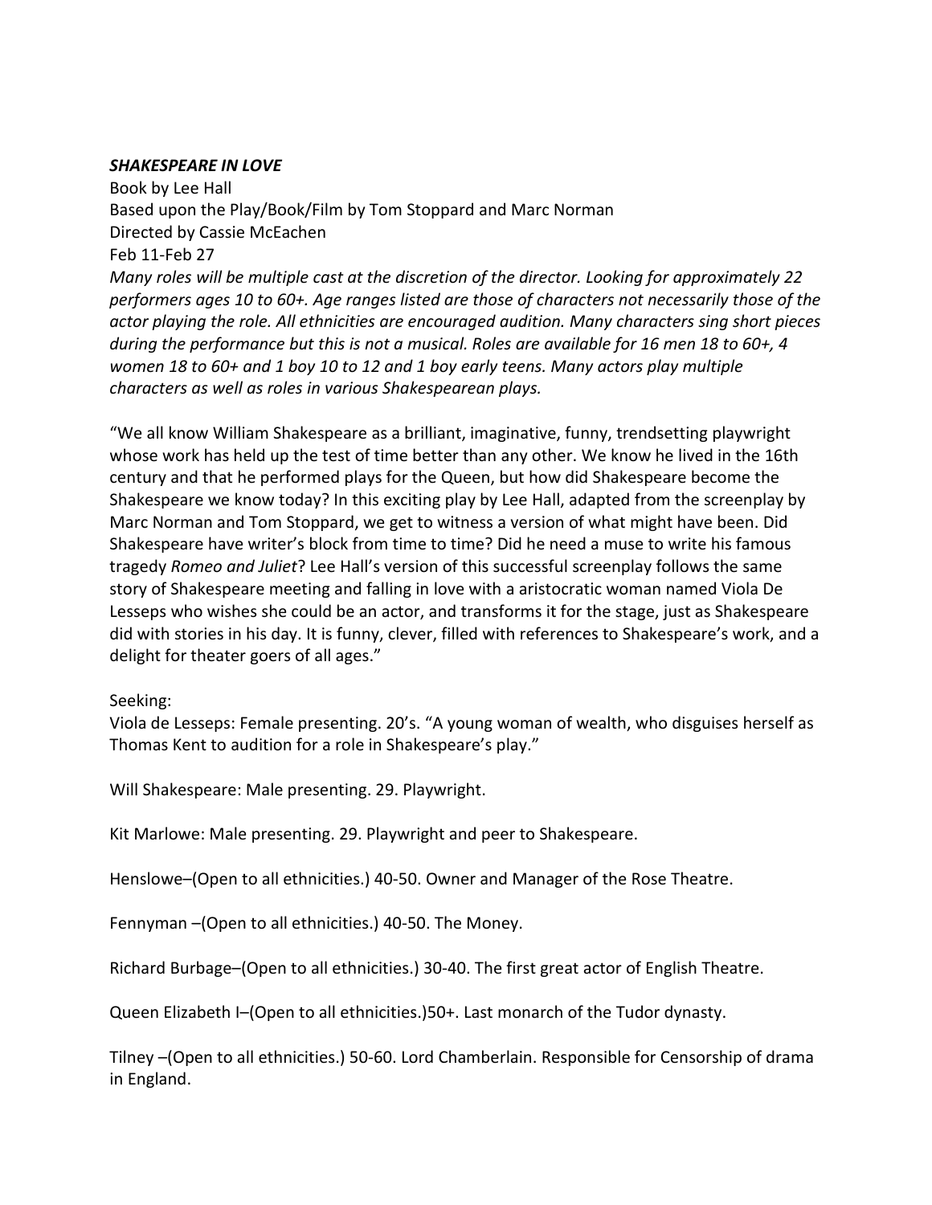***SHAKESPEARE IN LOVE***

Book by Lee Hall
Based upon the Play/Book/Film by Tom Stoppard and Marc Norman
Directed by Cassie McEachen
Feb 11-Feb 27

*Many roles will be multiple cast at the discretion of the director. Looking for approximately 22 performers ages 10 to 60+. Age ranges listed are those of characters not necessarily those of the actor playing the role. All ethnicities are encouraged audition. Many characters sing short pieces during the performance but this is not a musical. Roles are available for 16 men 18 to 60+, 4 women 18 to 60+ and 1 boy 10 to 12 and 1 boy early teens. Many actors play multiple characters as well as roles in various Shakespearean plays.*

"We all know William Shakespeare as a brilliant, imaginative, funny, trendsetting playwright whose work has held up the test of time better than any other. We know he lived in the 16th century and that he performed plays for the Queen, but how did Shakespeare become the Shakespeare we know today? In this exciting play by Lee Hall, adapted from the screenplay by Marc Norman and Tom Stoppard, we get to witness a version of what might have been. Did Shakespeare have writer's block from time to time? Did he need a muse to write his famous tragedy *Romeo and Juliet*? Lee Hall's version of this successful screenplay follows the same story of Shakespeare meeting and falling in love with a aristocratic woman named Viola De Lesseps who wishes she could be an actor, and transforms it for the stage, just as Shakespeare did with stories in his day. It is funny, clever, filled with references to Shakespeare's work, and a delight for theater goers of all ages."

Seeking:

Viola de Lesseps: Female presenting. 20's. "A young woman of wealth, who disguises herself as Thomas Kent to audition for a role in Shakespeare's play."

Will Shakespeare: Male presenting. 29. Playwright.

Kit Marlowe: Male presenting. 29. Playwright and peer to Shakespeare.

Henslowe–(Open to all ethnicities.) 40-50. Owner and Manager of the Rose Theatre.

Fennyman –(Open to all ethnicities.) 40-50. The Money.

Richard Burbage–(Open to all ethnicities.) 30-40. The first great actor of English Theatre.

Queen Elizabeth I–(Open to all ethnicities.)50+. Last monarch of the Tudor dynasty.

Tilney –(Open to all ethnicities.) 50-60. Lord Chamberlain. Responsible for Censorship of drama in England.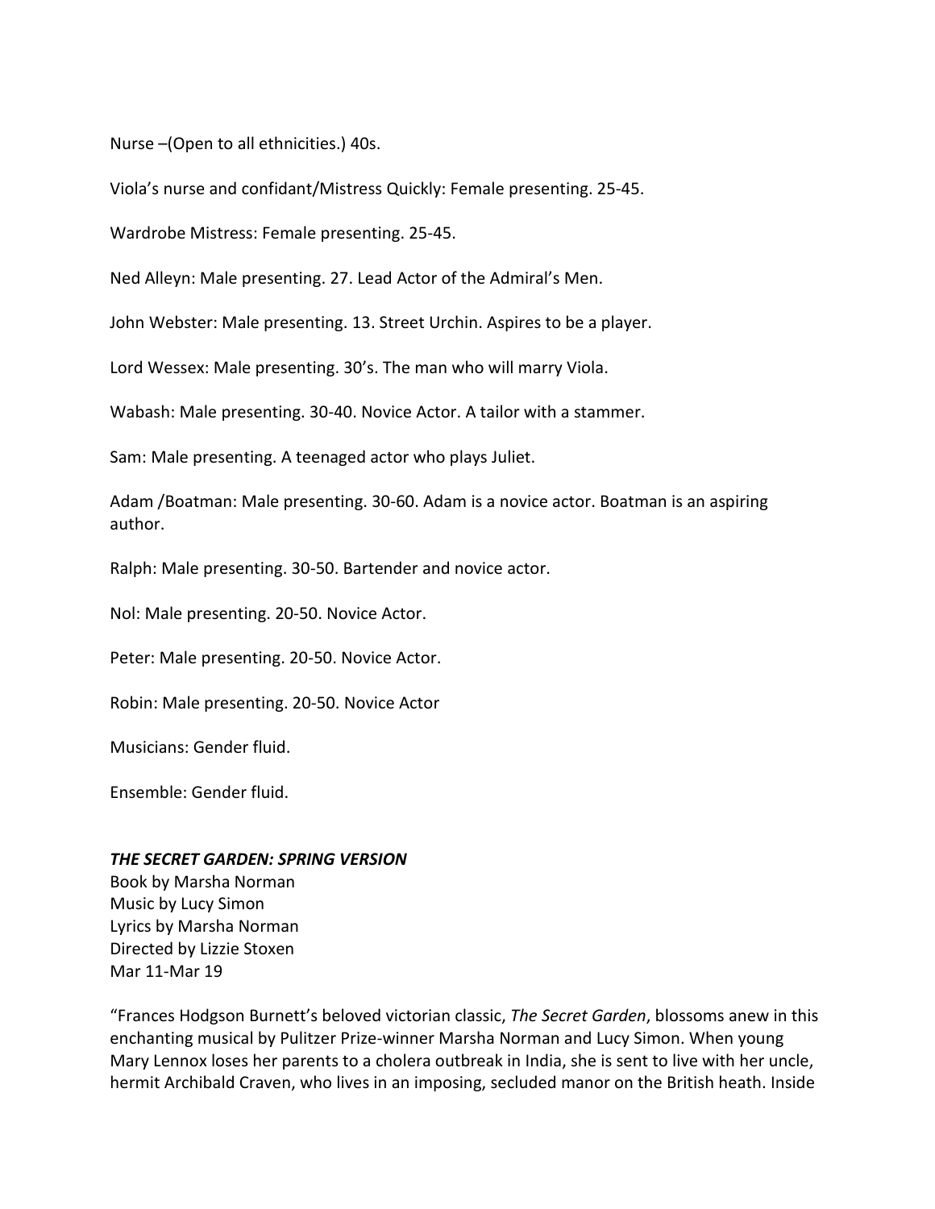Nurse –(Open to all ethnicities.) 40s.

Viola's nurse and confidant/Mistress Quickly: Female presenting. 25-45.

Wardrobe Mistress: Female presenting. 25-45.

Ned Alleyn: Male presenting. 27. Lead Actor of the Admiral's Men.

John Webster: Male presenting. 13. Street Urchin. Aspires to be a player.

Lord Wessex: Male presenting. 30's. The man who will marry Viola.

Wabash: Male presenting. 30-40. Novice Actor. A tailor with a stammer.

Sam: Male presenting. A teenaged actor who plays Juliet.

Adam /Boatman: Male presenting. 30-60. Adam is a novice actor. Boatman is an aspiring author.

Ralph: Male presenting. 30-50. Bartender and novice actor.

Nol: Male presenting. 20-50. Novice Actor.

Peter: Male presenting. 20-50. Novice Actor.

Robin: Male presenting. 20-50. Novice Actor

Musicians: Gender fluid.

Ensemble: Gender fluid.

***THE SECRET GARDEN: SPRING VERSION***
Book by Marsha Norman
Music by Lucy Simon
Lyrics by Marsha Norman
Directed by Lizzie Stoxen
Mar 11-Mar 19

"Frances Hodgson Burnett's beloved victorian classic, *The Secret Garden*, blossoms anew in this enchanting musical by Pulitzer Prize-winner Marsha Norman and Lucy Simon. When young Mary Lennox loses her parents to a cholera outbreak in India, she is sent to live with her uncle, hermit Archibald Craven, who lives in an imposing, secluded manor on the British heath. Inside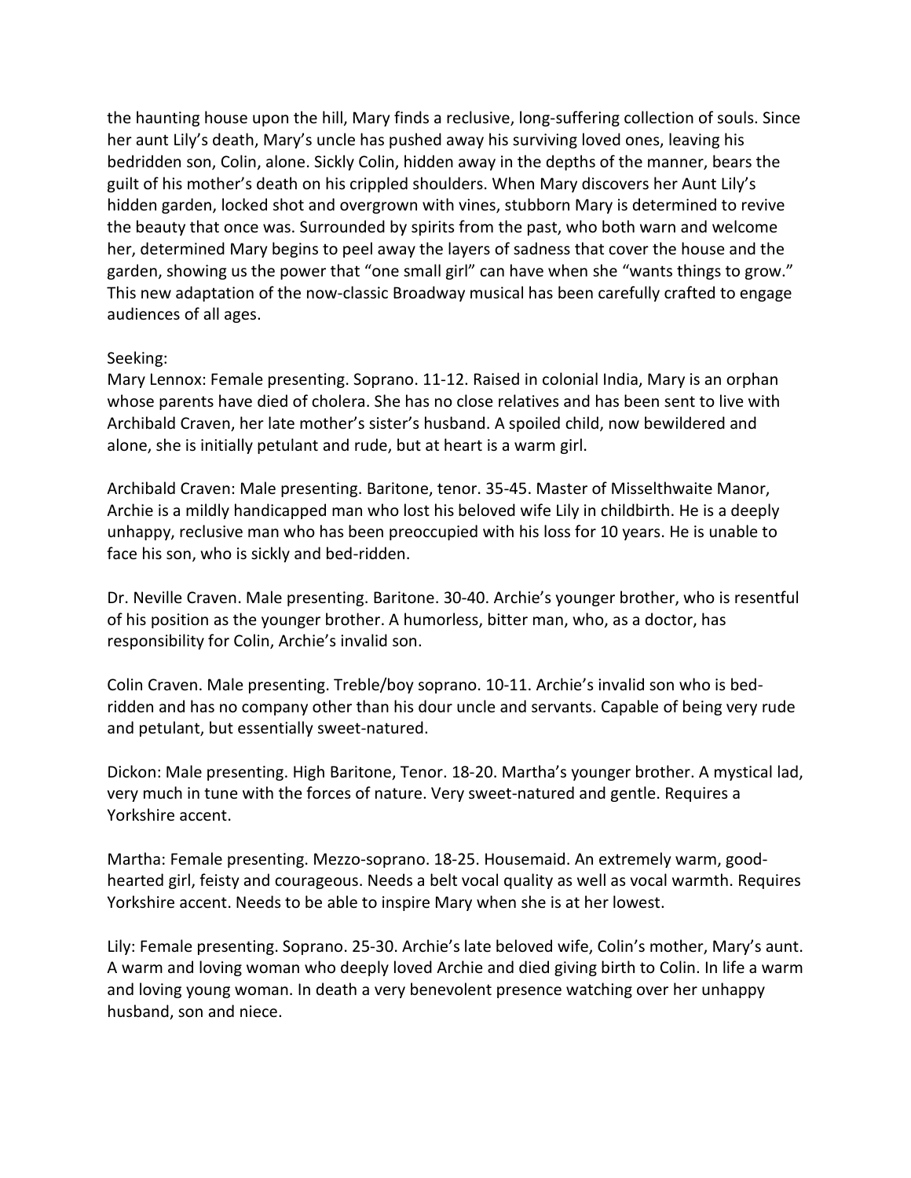the haunting house upon the hill, Mary finds a reclusive, long-suffering collection of souls. Since her aunt Lily's death, Mary's uncle has pushed away his surviving loved ones, leaving his bedridden son, Colin, alone. Sickly Colin, hidden away in the depths of the manner, bears the guilt of his mother's death on his crippled shoulders. When Mary discovers her Aunt Lily's hidden garden, locked shot and overgrown with vines, stubborn Mary is determined to revive the beauty that once was. Surrounded by spirits from the past, who both warn and welcome her, determined Mary begins to peel away the layers of sadness that cover the house and the garden, showing us the power that "one small girl" can have when she "wants things to grow." This new adaptation of the now-classic Broadway musical has been carefully crafted to engage audiences of all ages.

Seeking:

Mary Lennox: Female presenting. Soprano. 11-12. Raised in colonial India, Mary is an orphan whose parents have died of cholera. She has no close relatives and has been sent to live with Archibald Craven, her late mother's sister's husband. A spoiled child, now bewildered and alone, she is initially petulant and rude, but at heart is a warm girl.

Archibald Craven: Male presenting. Baritone, tenor. 35-45. Master of Misselthwaite Manor, Archie is a mildly handicapped man who lost his beloved wife Lily in childbirth. He is a deeply unhappy, reclusive man who has been preoccupied with his loss for 10 years. He is unable to face his son, who is sickly and bed-ridden.

Dr. Neville Craven. Male presenting. Baritone. 30-40. Archie's younger brother, who is resentful of his position as the younger brother. A humorless, bitter man, who, as a doctor, has responsibility for Colin, Archie's invalid son.

Colin Craven. Male presenting. Treble/boy soprano. 10-11. Archie's invalid son who is bed-ridden and has no company other than his dour uncle and servants. Capable of being very rude and petulant, but essentially sweet-natured.

Dickon: Male presenting. High Baritone, Tenor. 18-20. Martha's younger brother. A mystical lad, very much in tune with the forces of nature. Very sweet-natured and gentle. Requires a Yorkshire accent.

Martha: Female presenting. Mezzo-soprano. 18-25. Housemaid. An extremely warm, good-hearted girl, feisty and courageous. Needs a belt vocal quality as well as vocal warmth. Requires Yorkshire accent. Needs to be able to inspire Mary when she is at her lowest.

Lily: Female presenting. Soprano. 25-30. Archie's late beloved wife, Colin's mother, Mary's aunt. A warm and loving woman who deeply loved Archie and died giving birth to Colin. In life a warm and loving young woman. In death a very benevolent presence watching over her unhappy husband, son and niece.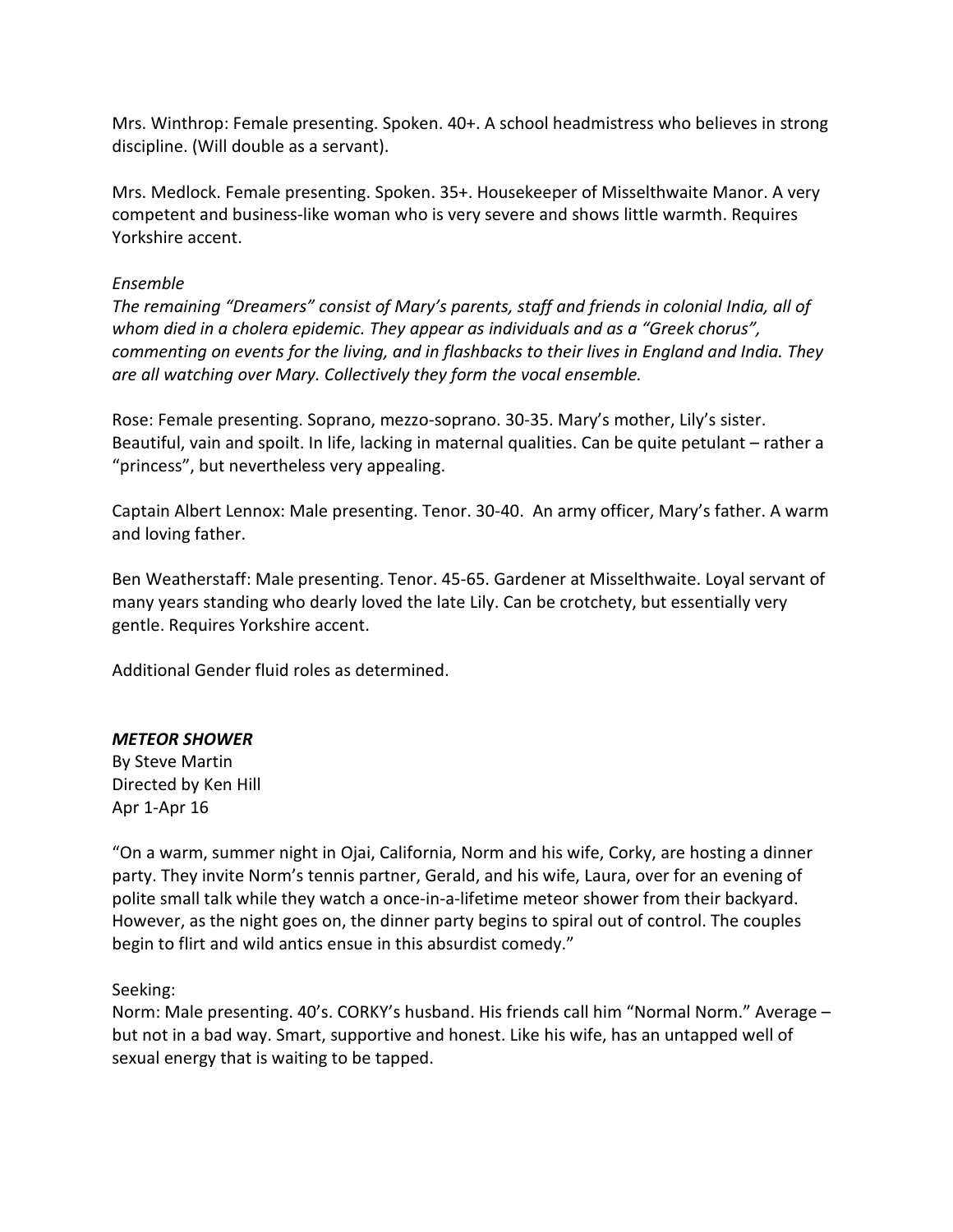Mrs. Winthrop: Female presenting. Spoken. 40+. A school headmistress who believes in strong discipline. (Will double as a servant).

Mrs. Medlock. Female presenting. Spoken. 35+. Housekeeper of Misselthwaite Manor. A very competent and business-like woman who is very severe and shows little warmth. Requires Yorkshire accent.

*Ensemble*

*The remaining "Dreamers" consist of Mary's parents, staff and friends in colonial India, all of whom died in a cholera epidemic. They appear as individuals and as a "Greek chorus", commenting on events for the living, and in flashbacks to their lives in England and India. They are all watching over Mary. Collectively they form the vocal ensemble.*

Rose: Female presenting. Soprano, mezzo-soprano. 30-35. Mary's mother, Lily's sister. Beautiful, vain and spoilt. In life, lacking in maternal qualities. Can be quite petulant – rather a "princess", but nevertheless very appealing.

Captain Albert Lennox: Male presenting. Tenor. 30-40. An army officer, Mary's father. A warm and loving father.

Ben Weatherstaff: Male presenting. Tenor. 45-65. Gardener at Misselthwaite. Loyal servant of many years standing who dearly loved the late Lily. Can be crotchety, but essentially very gentle. Requires Yorkshire accent.

Additional Gender fluid roles as determined.

***METEOR SHOWER***

By Steve Martin
Directed by Ken Hill
Apr 1-Apr 16

"On a warm, summer night in Ojai, California, Norm and his wife, Corky, are hosting a dinner party. They invite Norm's tennis partner, Gerald, and his wife, Laura, over for an evening of polite small talk while they watch a once-in-a-lifetime meteor shower from their backyard. However, as the night goes on, the dinner party begins to spiral out of control. The couples begin to flirt and wild antics ensue in this absurdist comedy."

Seeking:

Norm: Male presenting. 40's. CORKY's husband. His friends call him "Normal Norm." Average – but not in a bad way. Smart, supportive and honest. Like his wife, has an untapped well of sexual energy that is waiting to be tapped.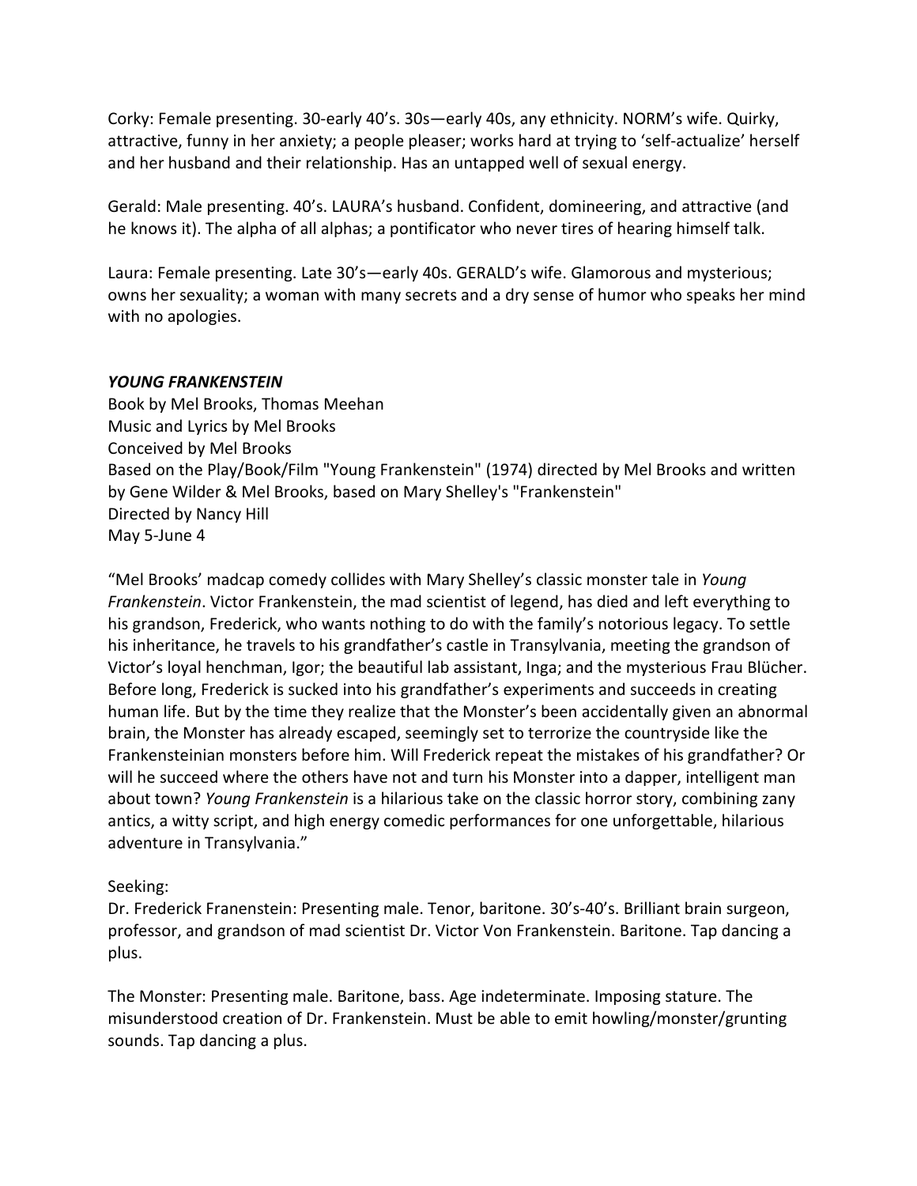Corky: Female presenting. 30-early 40's. 30s—early 40s, any ethnicity. NORM's wife. Quirky, attractive, funny in her anxiety; a people pleaser; works hard at trying to 'self-actualize' herself and her husband and their relationship. Has an untapped well of sexual energy.

Gerald: Male presenting. 40's. LAURA's husband. Confident, domineering, and attractive (and he knows it). The alpha of all alphas; a pontificator who never tires of hearing himself talk.

Laura: Female presenting. Late 30's—early 40s. GERALD's wife. Glamorous and mysterious; owns her sexuality; a woman with many secrets and a dry sense of humor who speaks her mind with no apologies.

***YOUNG FRANKENSTEIN***

Book by Mel Brooks, Thomas Meehan
Music and Lyrics by Mel Brooks
Conceived by Mel Brooks
Based on the Play/Book/Film "Young Frankenstein" (1974) directed by Mel Brooks and written by Gene Wilder & Mel Brooks, based on Mary Shelley's "Frankenstein"
Directed by Nancy Hill
May 5-June 4

"Mel Brooks' madcap comedy collides with Mary Shelley's classic monster tale in *Young Frankenstein*. Victor Frankenstein, the mad scientist of legend, has died and left everything to his grandson, Frederick, who wants nothing to do with the family's notorious legacy. To settle his inheritance, he travels to his grandfather's castle in Transylvania, meeting the grandson of Victor's loyal henchman, Igor; the beautiful lab assistant, Inga; and the mysterious Frau Blücher. Before long, Frederick is sucked into his grandfather's experiments and succeeds in creating human life. But by the time they realize that the Monster's been accidentally given an abnormal brain, the Monster has already escaped, seemingly set to terrorize the countryside like the Frankensteinian monsters before him. Will Frederick repeat the mistakes of his grandfather? Or will he succeed where the others have not and turn his Monster into a dapper, intelligent man about town? *Young Frankenstein* is a hilarious take on the classic horror story, combining zany antics, a witty script, and high energy comedic performances for one unforgettable, hilarious adventure in Transylvania."

Seeking:

Dr. Frederick Franenstein: Presenting male. Tenor, baritone. 30's-40's. Brilliant brain surgeon, professor, and grandson of mad scientist Dr. Victor Von Frankenstein. Baritone. Tap dancing a plus.

The Monster: Presenting male. Baritone, bass. Age indeterminate. Imposing stature. The misunderstood creation of Dr. Frankenstein. Must be able to emit howling/monster/grunting sounds. Tap dancing a plus.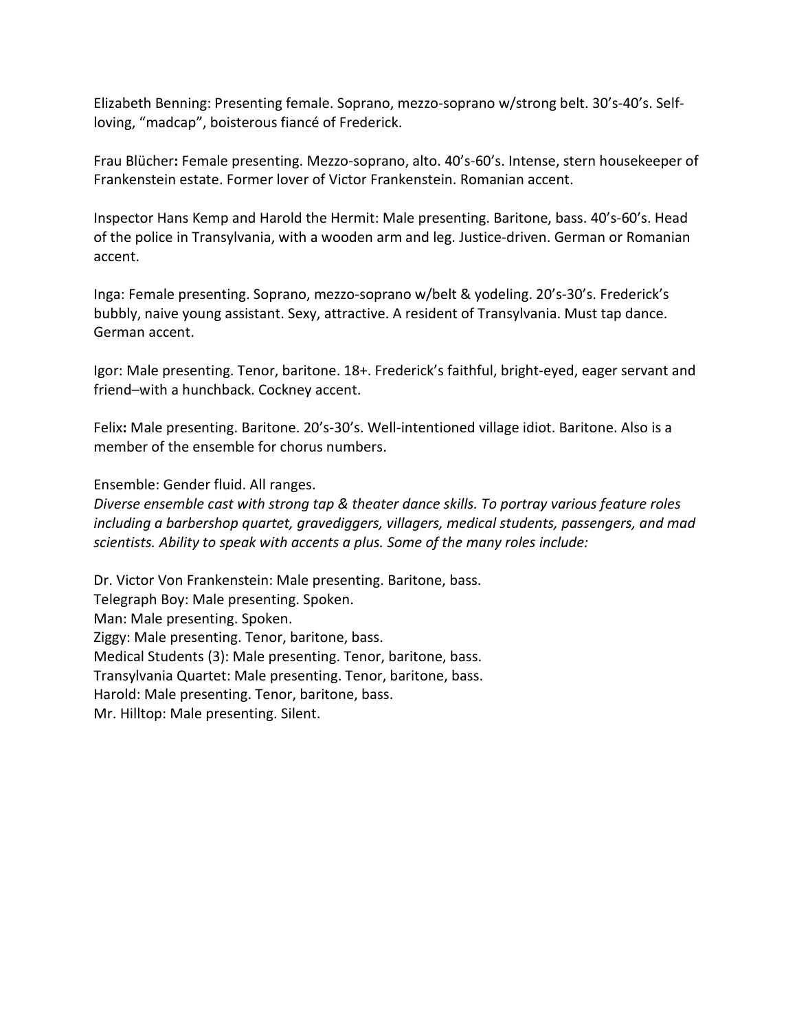Elizabeth Benning: Presenting female. Soprano, mezzo-soprano w/strong belt. 30's-40's. Self-loving, "madcap", boisterous fiancé of Frederick.

Frau Blücher**:** Female presenting. Mezzo-soprano, alto. 40's-60's. Intense, stern housekeeper of Frankenstein estate. Former lover of Victor Frankenstein. Romanian accent.

Inspector Hans Kemp and Harold the Hermit: Male presenting. Baritone, bass. 40's-60's. Head of the police in Transylvania, with a wooden arm and leg. Justice-driven. German or Romanian accent.

Inga: Female presenting. Soprano, mezzo-soprano w/belt & yodeling. 20's-30's. Frederick's bubbly, naive young assistant. Sexy, attractive. A resident of Transylvania. Must tap dance. German accent.

Igor: Male presenting. Tenor, baritone. 18+. Frederick's faithful, bright-eyed, eager servant and friend–with a hunchback. Cockney accent.

Felix**:** Male presenting. Baritone. 20's-30's. Well-intentioned village idiot. Baritone. Also is a member of the ensemble for chorus numbers.

Ensemble: Gender fluid. All ranges.
*Diverse ensemble cast with strong tap & theater dance skills. To portray various feature roles including a barbershop quartet, gravediggers, villagers, medical students, passengers, and mad scientists. Ability to speak with accents a plus. Some of the many roles include:*

Dr. Victor Von Frankenstein: Male presenting. Baritone, bass.
Telegraph Boy: Male presenting. Spoken.
Man: Male presenting. Spoken.
Ziggy: Male presenting. Tenor, baritone, bass.
Medical Students (3): Male presenting. Tenor, baritone, bass.
Transylvania Quartet: Male presenting. Tenor, baritone, bass.
Harold: Male presenting. Tenor, baritone, bass.
Mr. Hilltop: Male presenting. Silent.